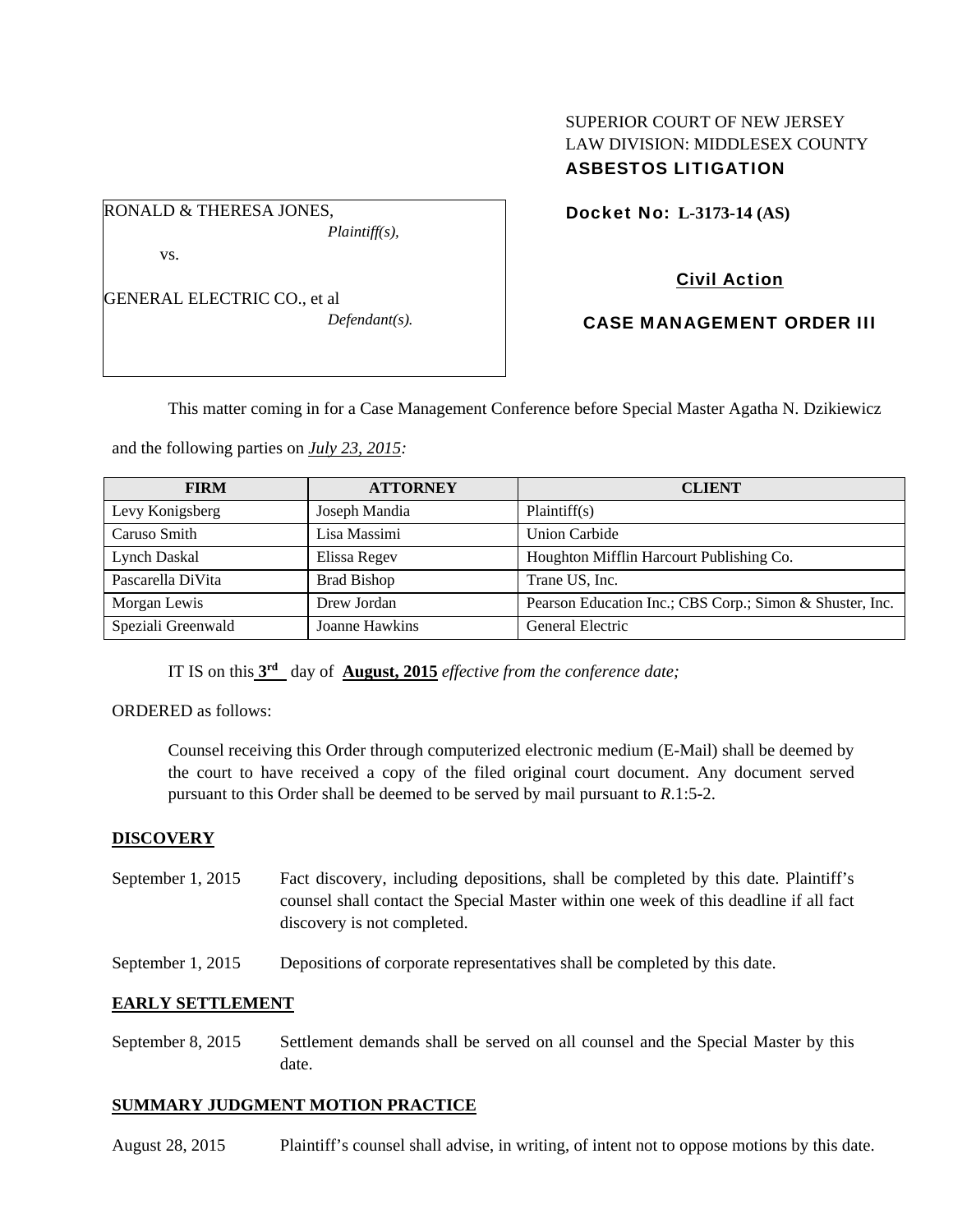SUPERIOR COURT OF NEW JERSEY
LAW DIVISION: MIDDLESEX COUNTY
**ASBESTOS LITIGATION**

RONALD & THERESA JONES,
*Plaintiff(s),*

vs.

GENERAL ELECTRIC CO., et al
*Defendant(s).*

**Docket No: L-3173-14 (AS)**

**Civil Action**

**CASE MANAGEMENT ORDER III**

This matter coming in for a Case Management Conference before Special Master Agatha N. Dzikiewicz and the following parties on *July 23, 2015:*

| FIRM | ATTORNEY | CLIENT |
|---|---|---|
| Levy Konigsberg | Joseph Mandia | Plaintiff(s) |
| Caruso Smith | Lisa Massimi | Union Carbide |
| Lynch Daskal | Elissa Regev | Houghton Mifflin Harcourt Publishing Co. |
| Pascarella DiVita | Brad Bishop | Trane US, Inc. |
| Morgan Lewis | Drew Jordan | Pearson Education Inc.; CBS Corp.; Simon & Shuster, Inc. |
| Speziali Greenwald | Joanne Hawkins | General Electric |

IT IS on this **3rd** day of **August, 2015** *effective from the conference date;*

ORDERED as follows:

Counsel receiving this Order through computerized electronic medium (E-Mail) shall be deemed by the court to have received a copy of the filed original court document. Any document served pursuant to this Order shall be deemed to be served by mail pursuant to *R*.1:5-2.

## DISCOVERY

September 1, 2015 — Fact discovery, including depositions, shall be completed by this date. Plaintiff's counsel shall contact the Special Master within one week of this deadline if all fact discovery is not completed.

September 1, 2015 — Depositions of corporate representatives shall be completed by this date.

## EARLY SETTLEMENT

September 8, 2015 — Settlement demands shall be served on all counsel and the Special Master by this date.

## SUMMARY JUDGMENT MOTION PRACTICE

August 28, 2015 — Plaintiff's counsel shall advise, in writing, of intent not to oppose motions by this date.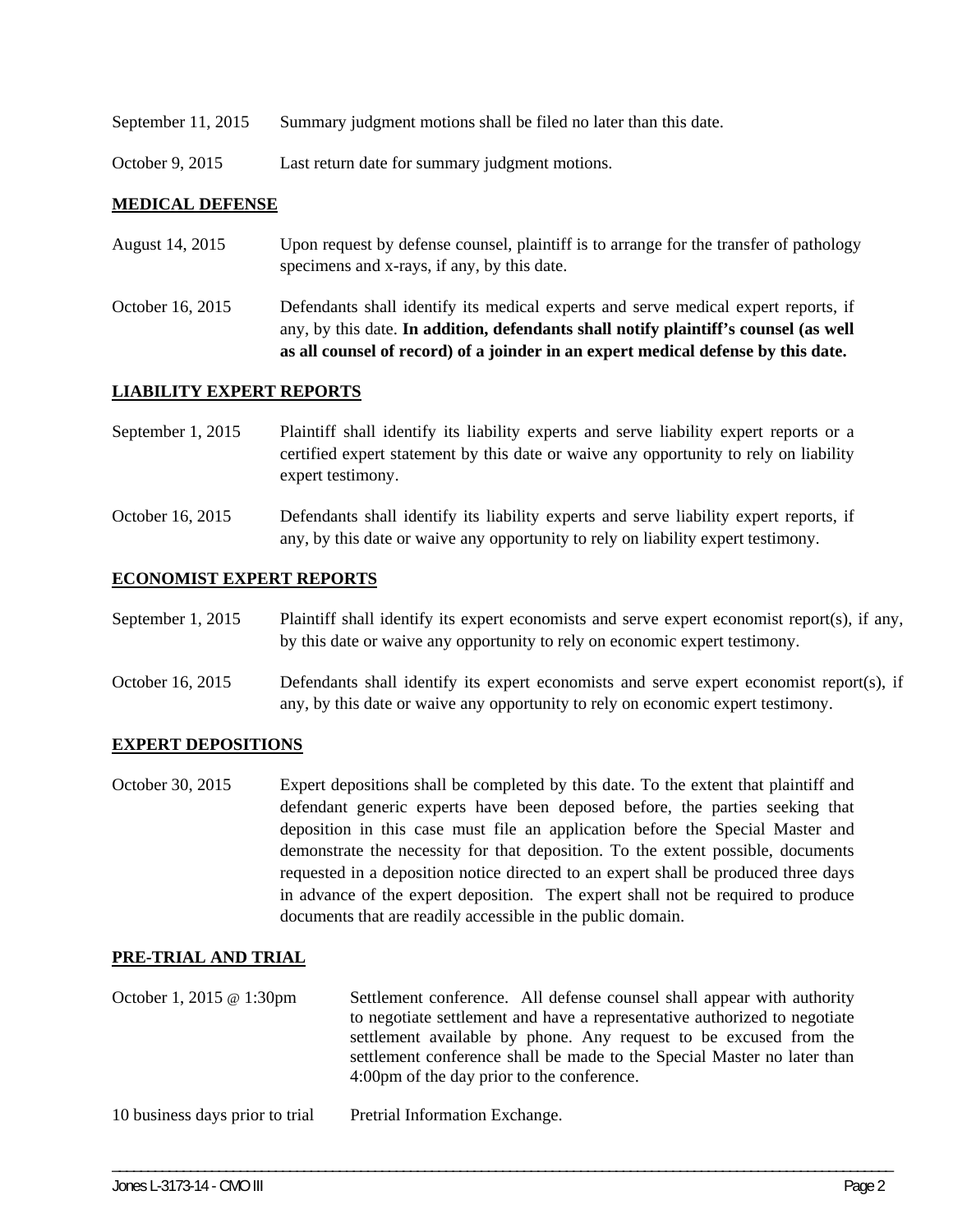| | |
|---|---|
| September 11, 2015 | Summary judgment motions shall be filed no later than this date. |
| October 9, 2015 | Last return date for summary judgment motions. |

**MEDICAL DEFENSE**

| | |
|---|---|
| August 14, 2015 | Upon request by defense counsel, plaintiff is to arrange for the transfer of pathology specimens and x-rays, if any, by this date. |
| October 16, 2015 | Defendants shall identify its medical experts and serve medical expert reports, if any, by this date. **In addition, defendants shall notify plaintiff's counsel (as well as all counsel of record) of a joinder in an expert medical defense by this date.** |

**LIABILITY EXPERT REPORTS**

| | |
|---|---|
| September 1, 2015 | Plaintiff shall identify its liability experts and serve liability expert reports or a certified expert statement by this date or waive any opportunity to rely on liability expert testimony. |
| October 16, 2015 | Defendants shall identify its liability experts and serve liability expert reports, if any, by this date or waive any opportunity to rely on liability expert testimony. |

**ECONOMIST EXPERT REPORTS**

| | |
|---|---|
| September 1, 2015 | Plaintiff shall identify its expert economists and serve expert economist report(s), if any, by this date or waive any opportunity to rely on economic expert testimony. |
| October 16, 2015 | Defendants shall identify its expert economists and serve expert economist report(s), if any, by this date or waive any opportunity to rely on economic expert testimony. |

**EXPERT DEPOSITIONS**

| | |
|---|---|
| October 30, 2015 | Expert depositions shall be completed by this date. To the extent that plaintiff and defendant generic experts have been deposed before, the parties seeking that deposition in this case must file an application before the Special Master and demonstrate the necessity for that deposition. To the extent possible, documents requested in a deposition notice directed to an expert shall be produced three days in advance of the expert deposition. The expert shall not be required to produce documents that are readily accessible in the public domain. |

**PRE-TRIAL AND TRIAL**

| | |
|---|---|
| October 1, 2015 @ 1:30pm | Settlement conference. All defense counsel shall appear with authority to negotiate settlement and have a representative authorized to negotiate settlement available by phone. Any request to be excused from the settlement conference shall be made to the Special Master no later than 4:00pm of the day prior to the conference. |
| 10 business days prior to trial | Pretrial Information Exchange. |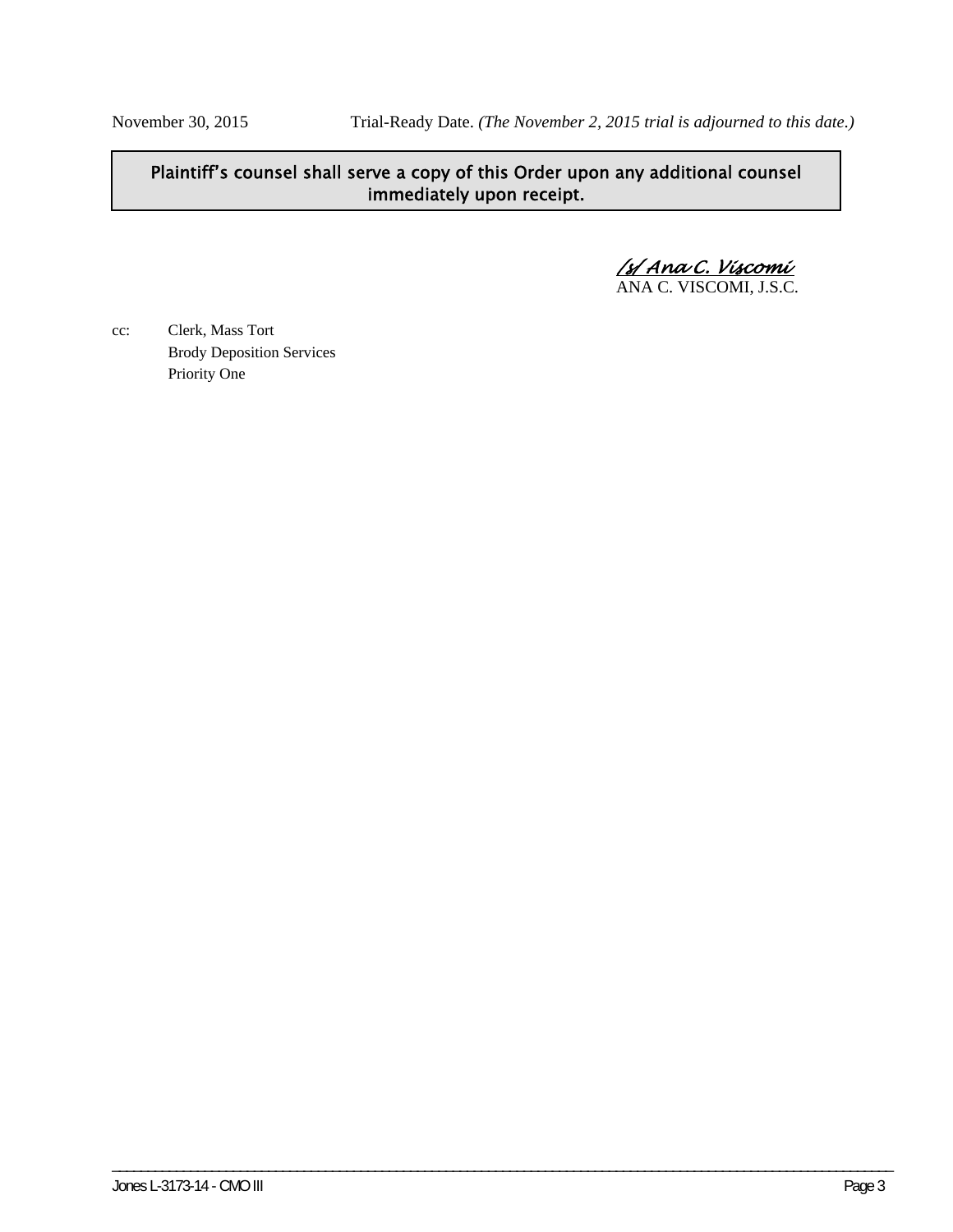| | |
|---|---|
| November 30, 2015 | Trial-Ready Date. *(The November 2, 2015 trial is adjourned to this date.)* |

**Plaintiff's counsel shall serve a copy of this Order upon any additional counsel immediately upon receipt.**

*/s/ Ana C. Viscomi*
ANA C. VISCOMI, J.S.C.

cc: Clerk, Mass Tort
Brody Deposition Services
Priority One